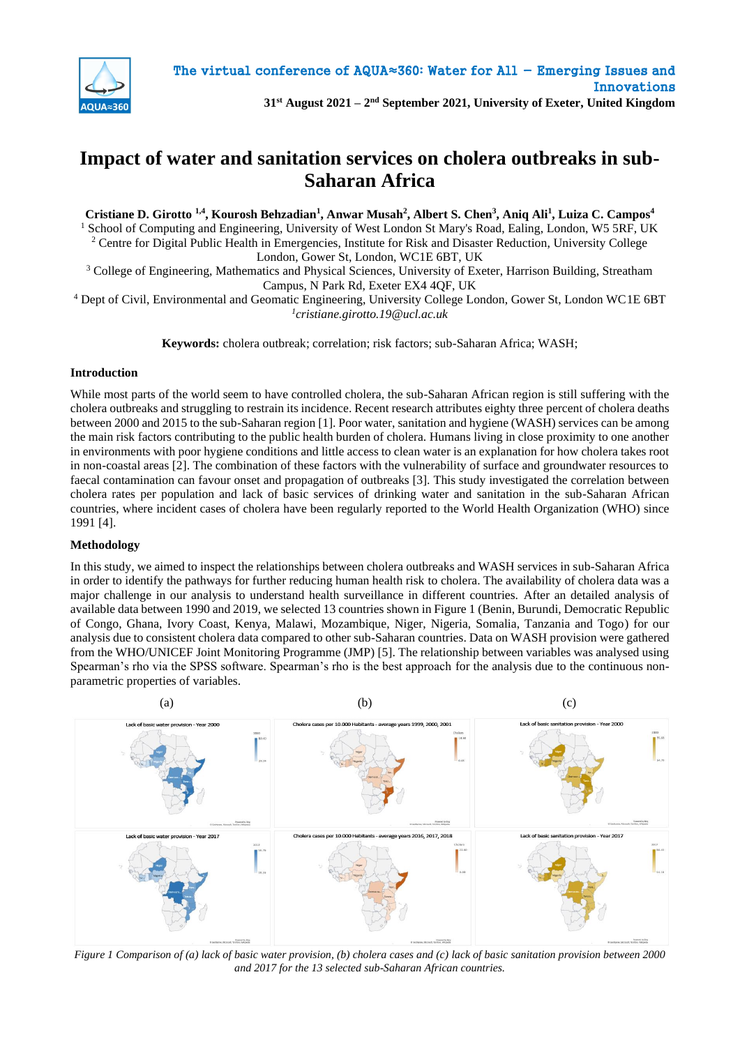# Impact of water and sanitation services on cholera outbreaks in sub-Saharan Africa

**Cristiane D. Girotto [1,4], Kourosh Behzadian[1], Anwar Musah[2], Albert S. Chen[3], Aniq Ali[1], Luiza C. Campos[4]**

[1] School of Computing and Engineering, University of West London St Mary's Road, Ealing, London, W5 5RF, UK

[2] Centre for Digital Public Health in Emergencies, Institute for Risk and Disaster Reduction, University College London, Gower St, London, WC1E 6BT, UK

[3] College of Engineering, Mathematics and Physical Sciences, University of Exeter, Harrison Building, Streatham Campus, N Park Rd, Exeter EX4 4QF, UK

[4] Dept of Civil, Environmental and Geomatic Engineering, University College London, Gower St, London WC1E 6BT

[1]*cristiane.girotto.19@ucl.ac.uk*

**Keywords:** cholera outbreak; correlation; risk factors; sub-Saharan Africa; WASH;

## Introduction

While most parts of the world seem to have controlled cholera, the sub-Saharan African region is still suffering with the cholera outbreaks and struggling to restrain its incidence. Recent research attributes eighty three percent of cholera deaths between 2000 and 2015 to the sub-Saharan region [1]. Poor water, sanitation and hygiene (WASH) services can be among the main risk factors contributing to the public health burden of cholera. Humans living in close proximity to one another in environments with poor hygiene conditions and little access to clean water is an explanation for how cholera takes root in non-coastal areas [2]. The combination of these factors with the vulnerability of surface and groundwater resources to faecal contamination can favour onset and propagation of outbreaks [3]. This study investigated the correlation between cholera rates per population and lack of basic services of drinking water and sanitation in the sub-Saharan African countries, where incident cases of cholera have been regularly reported to the World Health Organization (WHO) since 1991 [4].

## Methodology

In this study, we aimed to inspect the relationships between cholera outbreaks and WASH services in sub-Saharan Africa in order to identify the pathways for further reducing human health risk to cholera. The availability of cholera data was a major challenge in our analysis to understand health surveillance in different countries. After an detailed analysis of available data between 1990 and 2019, we selected 13 countries shown in Figure 1 (Benin, Burundi, Democratic Republic of Congo, Ghana, Ivory Coast, Kenya, Malawi, Mozambique, Niger, Nigeria, Somalia, Tanzania and Togo) for our analysis due to consistent cholera data compared to other sub-Saharan countries. Data on WASH provision were gathered from the WHO/UNICEF Joint Monitoring Programme (JMP) [5]. The relationship between variables was analysed using Spearman's rho via the SPSS software. Spearman's rho is the best approach for the analysis due to the continuous non-parametric properties of variables.

*Figure 1 Comparison of (a) lack of basic water provision, (b) cholera cases and (c) lack of basic sanitation provision between 2000 and 2017 for the 13 selected sub-Saharan African countries.*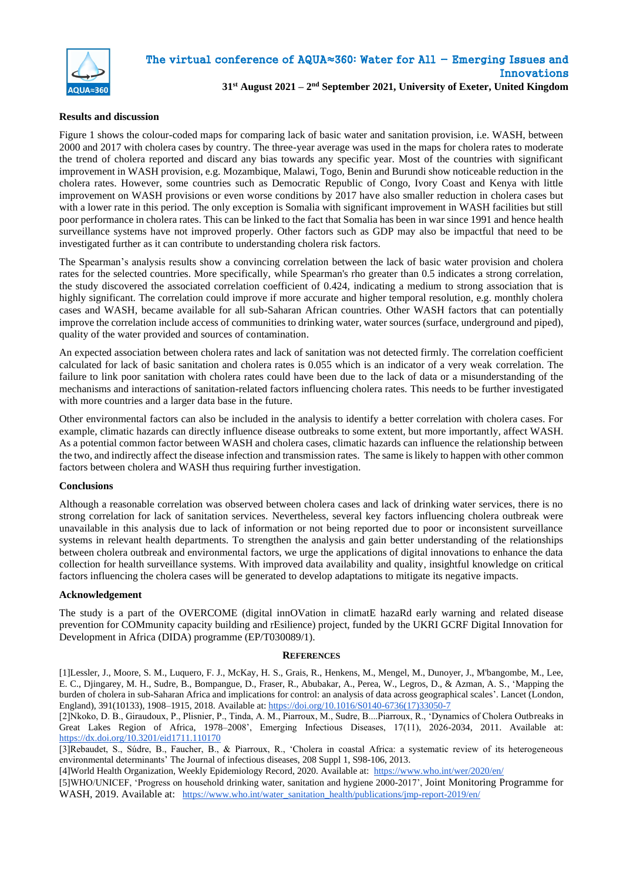## Results and discussion

Figure 1 shows the colour-coded maps for comparing lack of basic water and sanitation provision, i.e. WASH, between 2000 and 2017 with cholera cases by country. The three-year average was used in the maps for cholera rates to moderate the trend of cholera reported and discard any bias towards any specific year. Most of the countries with significant improvement in WASH provision, e.g. Mozambique, Malawi, Togo, Benin and Burundi show noticeable reduction in the cholera rates. However, some countries such as Democratic Republic of Congo, Ivory Coast and Kenya with little improvement on WASH provisions or even worse conditions by 2017 have also smaller reduction in cholera cases but with a lower rate in this period. The only exception is Somalia with significant improvement in WASH facilities but still poor performance in cholera rates. This can be linked to the fact that Somalia has been in war since 1991 and hence health surveillance systems have not improved properly. Other factors such as GDP may also be impactful that need to be investigated further as it can contribute to understanding cholera risk factors.

The Spearman's analysis results show a convincing correlation between the lack of basic water provision and cholera rates for the selected countries. More specifically, while Spearman's rho greater than 0.5 indicates a strong correlation, the study discovered the associated correlation coefficient of 0.424, indicating a medium to strong association that is highly significant. The correlation could improve if more accurate and higher temporal resolution, e.g. monthly cholera cases and WASH, became available for all sub-Saharan African countries. Other WASH factors that can potentially improve the correlation include access of communities to drinking water, water sources (surface, underground and piped), quality of the water provided and sources of contamination.

An expected association between cholera rates and lack of sanitation was not detected firmly. The correlation coefficient calculated for lack of basic sanitation and cholera rates is 0.055 which is an indicator of a very weak correlation. The failure to link poor sanitation with cholera rates could have been due to the lack of data or a misunderstanding of the mechanisms and interactions of sanitation-related factors influencing cholera rates. This needs to be further investigated with more countries and a larger data base in the future.

Other environmental factors can also be included in the analysis to identify a better correlation with cholera cases. For example, climatic hazards can directly influence disease outbreaks to some extent, but more importantly, affect WASH. As a potential common factor between WASH and cholera cases, climatic hazards can influence the relationship between the two, and indirectly affect the disease infection and transmission rates. The same is likely to happen with other common factors between cholera and WASH thus requiring further investigation.

## Conclusions

Although a reasonable correlation was observed between cholera cases and lack of drinking water services, there is no strong correlation for lack of sanitation services. Nevertheless, several key factors influencing cholera outbreak were unavailable in this analysis due to lack of information or not being reported due to poor or inconsistent surveillance systems in relevant health departments. To strengthen the analysis and gain better understanding of the relationships between cholera outbreak and environmental factors, we urge the applications of digital innovations to enhance the data collection for health surveillance systems. With improved data availability and quality, insightful knowledge on critical factors influencing the cholera cases will be generated to develop adaptations to mitigate its negative impacts.

## Acknowledgement

The study is a part of the OVERCOME (digital innOVation in climatE hazaRd early warning and related disease prevention for COMmunity capacity building and rEsilience) project, funded by the UKRI GCRF Digital Innovation for Development in Africa (DIDA) programme (EP/T030089/1).

## References

[1]Lessler, J., Moore, S. M., Luquero, F. J., McKay, H. S., Grais, R., Henkens, M., Mengel, M., Dunoyer, J., M'bangombe, M., Lee, E. C., Djingarey, M. H., Sudre, B., Bompangue, D., Fraser, R., Abubakar, A., Perea, W., Legros, D., & Azman, A. S., 'Mapping the burden of cholera in sub-Saharan Africa and implications for control: an analysis of data across geographical scales'. Lancet (London, England), 391(10133), 1908–1915, 2018. Available at: https://doi.org/10.1016/S0140-6736(17)33050-7

[2]Nkoko, D. B., Giraudoux, P., Plisnier, P., Tinda, A. M., Piarroux, M., Sudre, B....Piarroux, R., 'Dynamics of Cholera Outbreaks in Great Lakes Region of Africa, 1978–2008', Emerging Infectious Diseases, 17(11), 2026-2034, 2011. Available at: https://dx.doi.org/10.3201/eid1711.110170

[3]Rebaudet, S., Súdre, B., Faucher, B., & Piarroux, R., 'Cholera in coastal Africa: a systematic review of its heterogeneous environmental determinants' The Journal of infectious diseases, 208 Suppl 1, S98-106, 2013.

[4]World Health Organization, Weekly Epidemiology Record, 2020. Available at: https://www.who.int/wer/2020/en/

[5]WHO/UNICEF, 'Progress on household drinking water, sanitation and hygiene 2000-2017', Joint Monitoring Programme for WASH, 2019. Available at: https://www.who.int/water_sanitation_health/publications/jmp-report-2019/en/